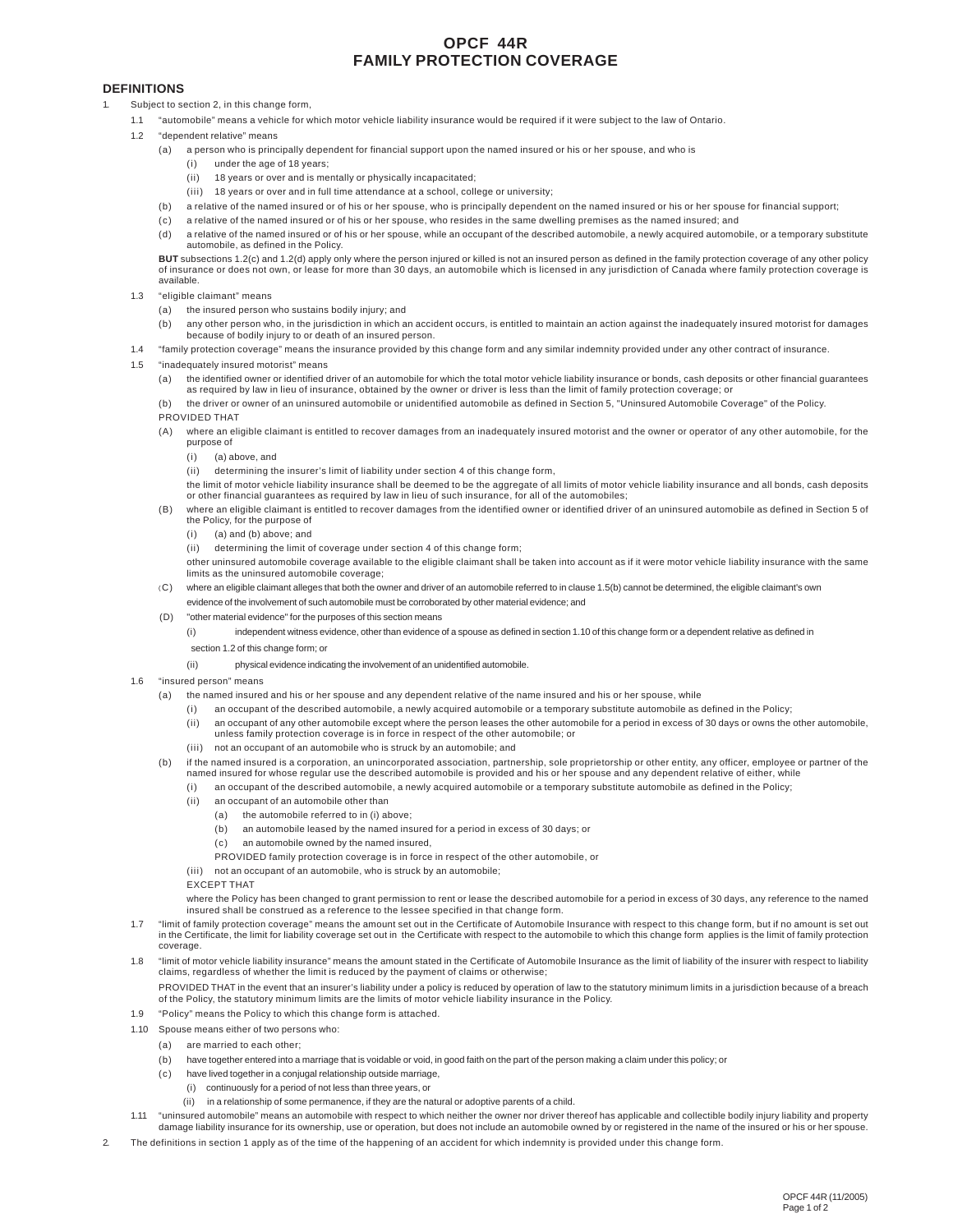# OPCF 44R
# FAMILY PROTECTION COVERAGE

## DEFINITIONS

1. Subject to section 2, in this change form,

   1.1 "automobile" means a vehicle for which motor vehicle liability insurance would be required if it were subject to the law of Ontario.

   1.2 "dependent relative" means

   - (a) a person who is principally dependent for financial support upon the named insured or his or her spouse, and who is
     - (i) under the age of 18 years;
     - (ii) 18 years or over and is mentally or physically incapacitated;
     - (iii) 18 years or over and in full time attendance at a school, college or university;
   - (b) a relative of the named insured or of his or her spouse, who is principally dependent on the named insured or his or her spouse for financial support;
   - (c) a relative of the named insured or of his or her spouse, who resides in the same dwelling premises as the named insured; and
   - (d) a relative of the named insured or of his or her spouse, while an occupant of the described automobile, a newly acquired automobile, or a temporary substitute automobile, as defined in the Policy.

   **BUT** subsections 1.2(c) and 1.2(d) apply only where the person injured or killed is not an insured person as defined in the family protection coverage of any other policy of insurance or does not own, or lease for more than 30 days, an automobile which is licensed in any jurisdiction of Canada where family protection coverage is available.

   1.3 "eligible claimant" means

   - (a) the insured person who sustains bodily injury; and
   - (b) any other person who, in the jurisdiction in which an accident occurs, is entitled to maintain an action against the inadequately insured motorist for damages because of bodily injury to or death of an insured person.

   1.4 "family protection coverage" means the insurance provided by this change form and any similar indemnity provided under any other contract of insurance.

   1.5 "inadequately insured motorist" means

   - (a) the identified owner or identified driver of an automobile for which the total motor vehicle liability insurance or bonds, cash deposits or other financial guarantees as required by law in lieu of insurance, obtained by the owner or driver is less than the limit of family protection coverage; or
   - (b) the driver or owner of an uninsured automobile or unidentified automobile as defined in Section 5, "Uninsured Automobile Coverage" of the Policy.

   PROVIDED THAT

   - (A) where an eligible claimant is entitled to recover damages from an inadequately insured motorist and the owner or operator of any other automobile, for the purpose of
     - (i) (a) above, and
     - (ii) determining the insurer's limit of liability under section 4 of this change form,

     the limit of motor vehicle liability insurance shall be deemed to be the aggregate of all limits of motor vehicle liability insurance and all bonds, cash deposits or other financial guarantees as required by law in lieu of such insurance, for all of the automobiles;
   - (B) where an eligible claimant is entitled to recover damages from the identified owner or identified driver of an uninsured automobile as defined in Section 5 of the Policy, for the purpose of
     - (i) (a) and (b) above; and
     - (ii) determining the limit of coverage under section 4 of this change form;

     other uninsured automobile coverage available to the eligible claimant shall be taken into account as if it were motor vehicle liability insurance with the same limits as the uninsured automobile coverage;
   - (C) where an eligible claimant alleges that both the owner and driver of an automobile referred to in clause 1.5(b) cannot be determined, the eligible claimant's own evidence of the involvement of such automobile must be corroborated by other material evidence; and
   - (D) "other material evidence" for the purposes of this section means
     - (i) independent witness evidence, other than evidence of a spouse as defined in section 1.10 of this change form or a dependent relative as defined in section 1.2 of this change form; or
     - (ii) physical evidence indicating the involvement of an unidentified automobile.

   1.6 "insured person" means

   - (a) the named insured and his or her spouse and any dependent relative of the name insured and his or her spouse, while
     - (i) an occupant of the described automobile, a newly acquired automobile or a temporary substitute automobile as defined in the Policy;
     - (ii) an occupant of any other automobile except where the person leases the other automobile for a period in excess of 30 days or owns the other automobile, unless family protection coverage is in force in respect of the other automobile; or
     - (iii) not an occupant of an automobile who is struck by an automobile; and
   - (b) if the named insured is a corporation, an unincorporated association, partnership, sole proprietorship or other entity, any officer, employee or partner of the named insured for whose regular use the described automobile is provided and his or her spouse and any dependent relative of either, while
     - (i) an occupant of the described automobile, a newly acquired automobile or a temporary substitute automobile as defined in the Policy;
     - (ii) an occupant of an automobile other than
       - (a) the automobile referred to in (i) above;
       - (b) an automobile leased by the named insured for a period in excess of 30 days; or
       - (c) an automobile owned by the named insured,

       PROVIDED family protection coverage is in force in respect of the other automobile, or
     - (iii) not an occupant of an automobile, who is struck by an automobile;

     EXCEPT THAT

     where the Policy has been changed to grant permission to rent or lease the described automobile for a period in excess of 30 days, any reference to the named insured shall be construed as a reference to the lessee specified in that change form.

   1.7 "limit of family protection coverage" means the amount set out in the Certificate of Automobile Insurance with respect to this change form, but if no amount is set out in the Certificate, the limit for liability coverage set out in the Certificate with respect to the automobile to which this change form applies is the limit of family protection coverage.

   1.8 "limit of motor vehicle liability insurance" means the amount stated in the Certificate of Automobile Insurance as the limit of liability of the insurer with respect to liability claims, regardless of whether the limit is reduced by the payment of claims or otherwise;

   PROVIDED THAT in the event that an insurer's liability under a policy is reduced by operation of law to the statutory minimum limits in a jurisdiction because of a breach of the Policy, the statutory minimum limits are the limits of motor vehicle liability insurance in the Policy.

   1.9 "Policy" means the Policy to which this change form is attached.

   1.10 Spouse means either of two persons who:

   - (a) are married to each other;
   - (b) have together entered into a marriage that is voidable or void, in good faith on the part of the person making a claim under this policy; or
   - (c) have lived together in a conjugal relationship outside marriage,
     - (i) continuously for a period of not less than three years, or
     - (ii) in a relationship of some permanence, if they are the natural or adoptive parents of a child.

   1.11 "uninsured automobile" means an automobile with respect to which neither the owner nor driver thereof has applicable and collectible bodily injury liability and property damage liability insurance for its ownership, use or operation, but does not include an automobile owned by or registered in the name of the insured or his or her spouse.

2. The definitions in section 1 apply as of the time of the happening of an accident for which indemnity is provided under this change form.

OPCF 44R (11/2005)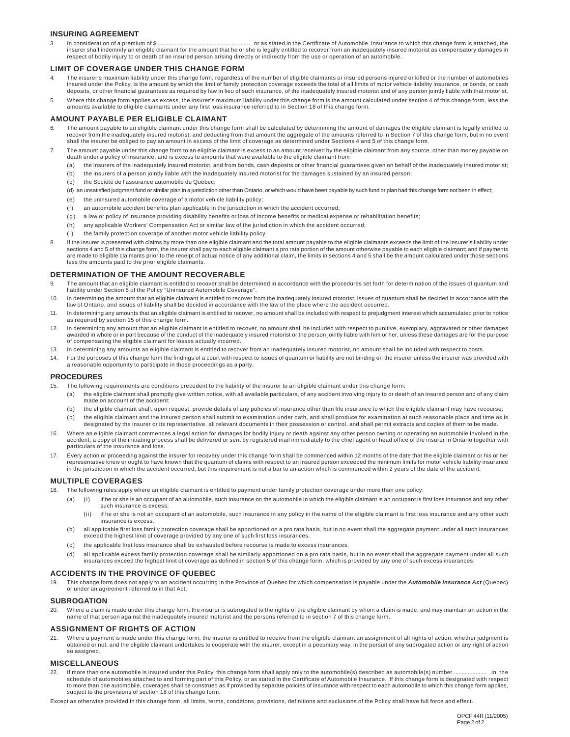## INSURING AGREEMENT

3. In consideration of a premium of $ ............................................................ or as stated in the Certificate of Automobile Insurance to which this change form is attached, the insurer shall indemnify an eligible claimant for the amount that he or she is legally entitled to recover from an inadequately insured motorist as compensatory damages in respect of bodily injury to or death of an insured person arising directly or indirectly from the use or operation of an automobile.

## LIMIT OF COVERAGE UNDER THIS CHANGE FORM

4. The insurer's maximum liability under this change form, regardless of the number of eligible claimants or insured persons injured or killed or the number of automobiles insured under the Policy, is the amount by which the limit of family protection coverage exceeds the total of all limits of motor vehicle liability insurance, or bonds, or cash deposits, or other financial guarantees as required by law in lieu of such insurance, of the inadequately insured motorist and of any person jointly liable with that motorist.

5. Where this change form applies as excess, the insurer's maximum liability under this change form is the amount calculated under section 4 of this change form, less the amounts available to eligible claimants under any first loss insurance referred to in Section 18 of this change form.

## AMOUNT PAYABLE PER ELIGIBLE CLAIMANT

6. The amount payable to an eligible claimant under this change form shall be calculated by determining the amount of damages the eligible claimant is legally entitled to recover from the inadequately insured motorist, and deducting from that amount the aggregate of the amounts referred to in Section 7 of this change form, but in no event shall the insurer be obliged to pay an amount in excess of the limit of coverage as determined under Sections 4 and 5 of this change form.

7. The amount payable under this change form to an eligible claimant is excess to an amount received by the eligible claimant from any source, other than money payable on death under a policy of insurance, and is excess to amounts that were available to the eligible claimant from
   - (a) the insurers of the inadequately insured motorist, and from bonds, cash deposits or other financial guarantees given on behalf of the inadequately insured motorist;
   - (b) the insurers of a person jointly liable with the inadequately insured motorist for the damages sustained by an insured person;
   - (c) the Société de l'assurance automobile du Québec;
   - (d) an unsatisfied judgment fund or similar plan in a jurisdiction other than Ontario, or which would have been payable by such fund or plan had this change form not been in effect;
   - (e) the uninsured automobile coverage of a motor vehicle liability policy;
   - (f) an automobile accident benefits plan applicable in the jurisdiction in which the accident occurred;
   - (g) a law or policy of insurance providing disability benefits or loss of income benefits or medical expense or rehabilitation benefits;
   - (h) any applicable Workers' Compensation Act or similar law of the jurisdiction in which the accident occurred;
   - (i) the family protection coverage of another motor vehicle liability policy.

8. If the insurer is presented with claims by more than one eligible claimant and the total amount payable to the eligible claimants exceeds the limit of the insurer's liability under sections 4 and 5 of this change form, the insurer shall pay to each eligible claimant a pro rata portion of the amount otherwise payable to each eligible claimant; and if payments are made to eligible claimants prior to the receipt of actual notice of any additional claim, the limits in sections 4 and 5 shall be the amount calculated under those sections less the amounts paid to the prior eligible claimants.

## DETERMINATION OF THE AMOUNT RECOVERABLE

9. The amount that an eligible claimant is entitled to recover shall be determined in accordance with the procedures set forth for determination of the issues of quantum and liability under Section 5 of the Policy "Uninsured Automobile Coverage".

10. In determining the amount that an eligible claimant is entitled to recover from the inadequately insured motorist, issues of quantum shall be decided in accordance with the law of Ontario, and issues of liability shall be decided in accordance with the law of the place where the accident occurred.

11. In determining any amounts that an eligible claimant is entitled to recover, no amount shall be included with respect to prejudgment interest which accumulated prior to notice as required by section 15 of this change form.

12. In determining any amount that an eligible claimant is entitled to recover, no amount shall be included with respect to punitive, exemplary, aggravated or other damages awarded in whole or in part because of the conduct of the inadequately insured motorist or the person jointly liable with him or her, unless these damages are for the purpose of compensating the eligible claimant for losses actually incurred.

13. In determining any amounts an eligible claimant is entitled to recover from an inadequately insured motorist, no amount shall be included with respect to costs.

14. For the purposes of this change form the findings of a court with respect to issues of quantum or liability are not binding on the insurer unless the insurer was provided with a reasonable opportunity to participate in those proceedings as a party.

## PROCEDURES

15. The following requirements are conditions precedent to the liability of the insurer to an eligible claimant under this change form:
   - (a) the eligible claimant shall promptly give written notice, with all available particulars, of any accident involving injury to or death of an insured person and of any claim made on account of the accident;
   - (b) the eligible claimant shall, upon request, provide details of any policies of insurance other than life insurance to which the eligible claimant may have recourse;
   - (c) the eligible claimant and the insured person shall submit to examination under oath, and shall produce for examination at such reasonable place and time as is designated by the insurer or its representative, all relevant documents in their possession or control, and shall permit extracts and copies of them to be made.

16. Where an eligible claimant commences a legal action for damages for bodily injury or death against any other person owning or operating an automobile involved in the accident, a copy of the initiating process shall be delivered or sent by registered mail immediately to the chief agent or head office of the insurer in Ontario together with particulars of the insurance and loss.

17. Every action or proceeding against the insurer for recovery under this change form shall be commenced within 12 months of the date that the eligible claimant or his or her representative knew or ought to have known that the quantum of claims with respect to an insured person exceeded the minimum limits for motor vehicle liability insurance in the jurisdiction in which the accident occurred, but this requirement is not a bar to an action which is commenced within 2 years of the date of the accident.

## MULTIPLE COVERAGES

18. The following rules apply where an eligible claimant is entitled to payment under family protection coverage under more than one policy:
   - (a) (i) if he or she is an occupant of an automobile, such insurance on the automobile in which the eligible claimant is an occupant is first loss insurance and any other such insurance is excess;
     - (ii) if he or she is not an occupant of an automobile, such insurance in any policy in the name of the eligible claimant is first loss insurance and any other such insurance is excess.
   - (b) all applicable first loss family protection coverage shall be apportioned on a pro rata basis, but in no event shall the aggregate payment under all such insurances exceed the highest limit of coverage provided by any one of such first loss insurances,
   - (c) the applicable first loss insurance shall be exhausted before recourse is made to excess insurances,
   - (d) all applicable excess family protection coverage shall be similarly apportioned on a pro rata basis, but in no event shall the aggregate payment under all such insurances exceed the highest limit of coverage as defined in section 5 of this change form, which is provided by any one of such excess insurances.

## ACCIDENTS IN THE PROVINCE OF QUEBEC

19. This change form does not apply to an accident occurring in the Province of Quebec for which compensation is payable under the ***Automobile Insurance Act*** (Quebec) or under an agreement referred to in that Act.

## SUBROGATION

20. Where a claim is made under this change form, the insurer is subrogated to the rights of the eligible claimant by whom a claim is made, and may maintain an action in the name of that person against the inadequately insured motorist and the persons referred to in section 7 of this change form.

## ASSIGNMENT OF RIGHTS OF ACTION

21. Where a payment is made under this change form, the insurer is entitled to receive from the eligible claimant an assignment of all rights of action, whether judgment is obtained or not, and the eligible claimant undertakes to cooperate with the insurer, except in a pecuniary way, in the pursuit of any subrogated action or any right of action so assigned.

## MISCELLANEOUS

22. If more than one automobile is insured under this Policy, this change form shall apply only to the automobile(s) described as automobile(s) number .................... in the schedule of automobiles attached to and forming part of this Policy, or as stated in the Certificate of Automobile Insurance. If this change form is designated with respect to more than one automobile, coverages shall be construed as if provided by separate policies of insurance with respect to each automobile to which this change form applies, subject to the provisions of section 18 of this change form.

Except as otherwise provided in this change form, all limits, terms, conditions, provisions, definitions and exclusions of the Policy shall have full force and effect.

OPCF 44R (11/2005)